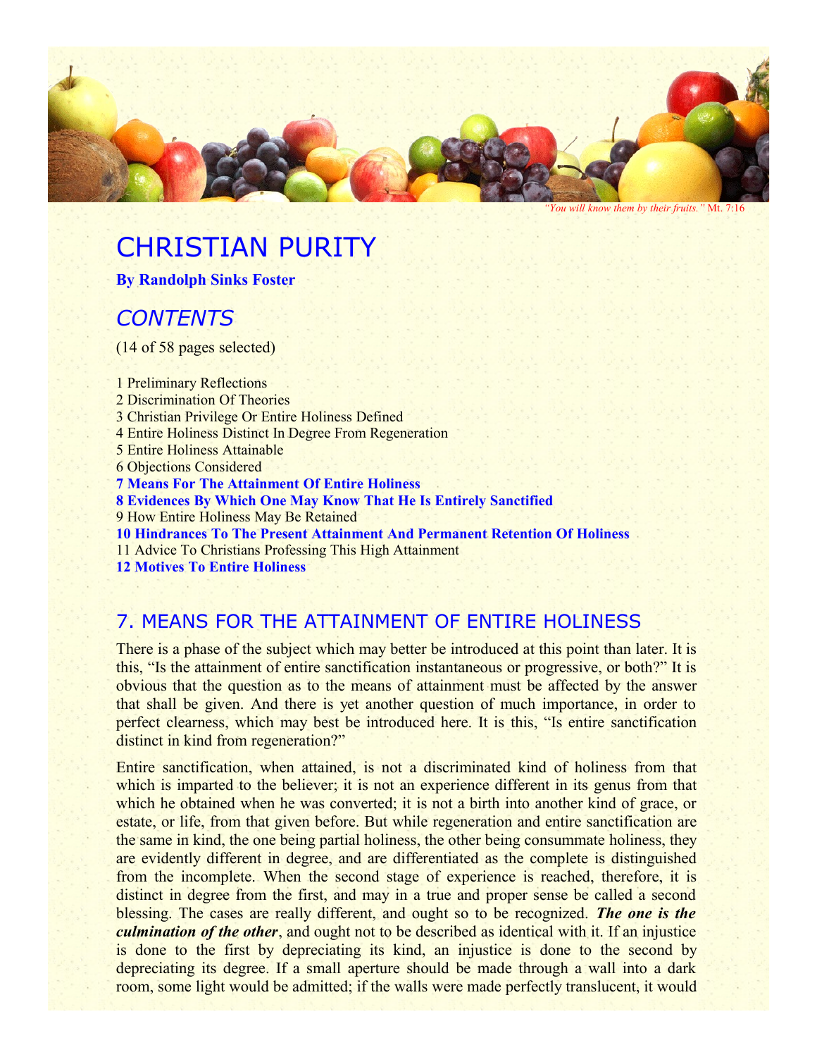*"You will know them by their fruits."* Mt. 7:16

# CHRISTIAN PURITY

**By Randolph Sinks Foster**

## *CONTENTS*

(14 of 58 pages selected)

1 Preliminary Reflections
2 Discrimination Of Theories
3 Christian Privilege Or Entire Holiness Defined
4 Entire Holiness Distinct In Degree From Regeneration
5 Entire Holiness Attainable
6 Objections Considered
**7 Means For The Attainment Of Entire Holiness**
**8 Evidences By Which One May Know That He Is Entirely Sanctified**
9 How Entire Holiness May Be Retained
**10 Hindrances To The Present Attainment And Permanent Retention Of Holiness**
11 Advice To Christians Professing This High Attainment
**12 Motives To Entire Holiness**

## 7. MEANS FOR THE ATTAINMENT OF ENTIRE HOLINESS

There is a phase of the subject which may better be introduced at this point than later. It is this, "Is the attainment of entire sanctification instantaneous or progressive, or both?" It is obvious that the question as to the means of attainment must be affected by the answer that shall be given. And there is yet another question of much importance, in order to perfect clearness, which may best be introduced here. It is this, "Is entire sanctification distinct in kind from regeneration?"

Entire sanctification, when attained, is not a discriminated kind of holiness from that which is imparted to the believer; it is not an experience different in its genus from that which he obtained when he was converted; it is not a birth into another kind of grace, or estate, or life, from that given before. But while regeneration and entire sanctification are the same in kind, the one being partial holiness, the other being consummate holiness, they are evidently different in degree, and are differentiated as the complete is distinguished from the incomplete. When the second stage of experience is reached, therefore, it is distinct in degree from the first, and may in a true and proper sense be called a second blessing. The cases are really different, and ought so to be recognized. ***The one is the culmination of the other***, and ought not to be described as identical with it. If an injustice is done to the first by depreciating its kind, an injustice is done to the second by depreciating its degree. If a small aperture should be made through a wall into a dark room, some light would be admitted; if the walls were made perfectly translucent, it would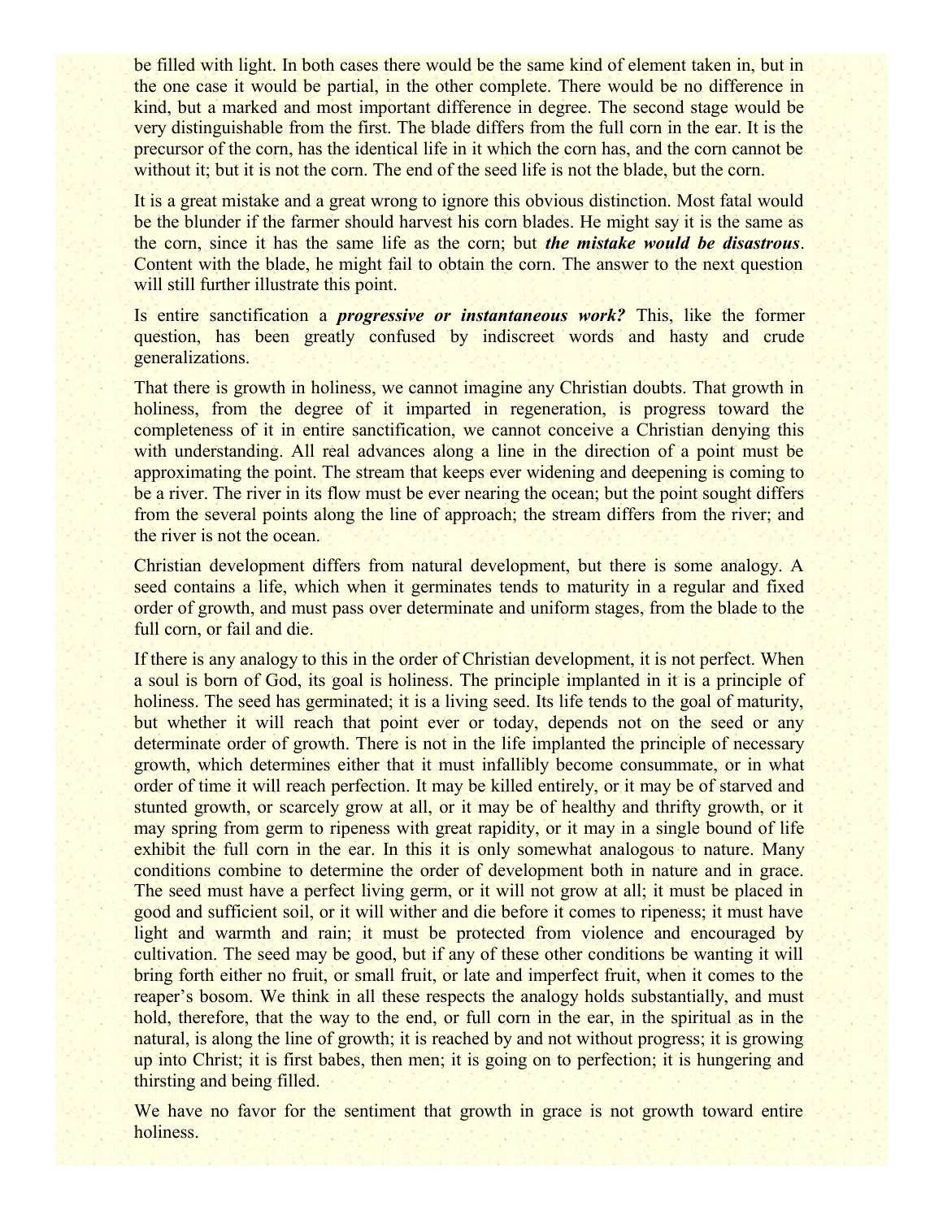be filled with light. In both cases there would be the same kind of element taken in, but in the one case it would be partial, in the other complete. There would be no difference in kind, but a marked and most important difference in degree. The second stage would be very distinguishable from the first. The blade differs from the full corn in the ear. It is the precursor of the corn, has the identical life in it which the corn has, and the corn cannot be without it; but it is not the corn. The end of the seed life is not the blade, but the corn.

It is a great mistake and a great wrong to ignore this obvious distinction. Most fatal would be the blunder if the farmer should harvest his corn blades. He might say it is the same as the corn, since it has the same life as the corn; but ***the mistake would be disastrous***. Content with the blade, he might fail to obtain the corn. The answer to the next question will still further illustrate this point.

Is entire sanctification a ***progressive or instantaneous work?*** This, like the former question, has been greatly confused by indiscreet words and hasty and crude generalizations.

That there is growth in holiness, we cannot imagine any Christian doubts. That growth in holiness, from the degree of it imparted in regeneration, is progress toward the completeness of it in entire sanctification, we cannot conceive a Christian denying this with understanding. All real advances along a line in the direction of a point must be approximating the point. The stream that keeps ever widening and deepening is coming to be a river. The river in its flow must be ever nearing the ocean; but the point sought differs from the several points along the line of approach; the stream differs from the river; and the river is not the ocean.

Christian development differs from natural development, but there is some analogy. A seed contains a life, which when it germinates tends to maturity in a regular and fixed order of growth, and must pass over determinate and uniform stages, from the blade to the full corn, or fail and die.

If there is any analogy to this in the order of Christian development, it is not perfect. When a soul is born of God, its goal is holiness. The principle implanted in it is a principle of holiness. The seed has germinated; it is a living seed. Its life tends to the goal of maturity, but whether it will reach that point ever or today, depends not on the seed or any determinate order of growth. There is not in the life implanted the principle of necessary growth, which determines either that it must infallibly become consummate, or in what order of time it will reach perfection. It may be killed entirely, or it may be of starved and stunted growth, or scarcely grow at all, or it may be of healthy and thrifty growth, or it may spring from germ to ripeness with great rapidity, or it may in a single bound of life exhibit the full corn in the ear. In this it is only somewhat analogous to nature. Many conditions combine to determine the order of development both in nature and in grace. The seed must have a perfect living germ, or it will not grow at all; it must be placed in good and sufficient soil, or it will wither and die before it comes to ripeness; it must have light and warmth and rain; it must be protected from violence and encouraged by cultivation. The seed may be good, but if any of these other conditions be wanting it will bring forth either no fruit, or small fruit, or late and imperfect fruit, when it comes to the reaper's bosom. We think in all these respects the analogy holds substantially, and must hold, therefore, that the way to the end, or full corn in the ear, in the spiritual as in the natural, is along the line of growth; it is reached by and not without progress; it is growing up into Christ; it is first babes, then men; it is going on to perfection; it is hungering and thirsting and being filled.

We have no favor for the sentiment that growth in grace is not growth toward entire holiness.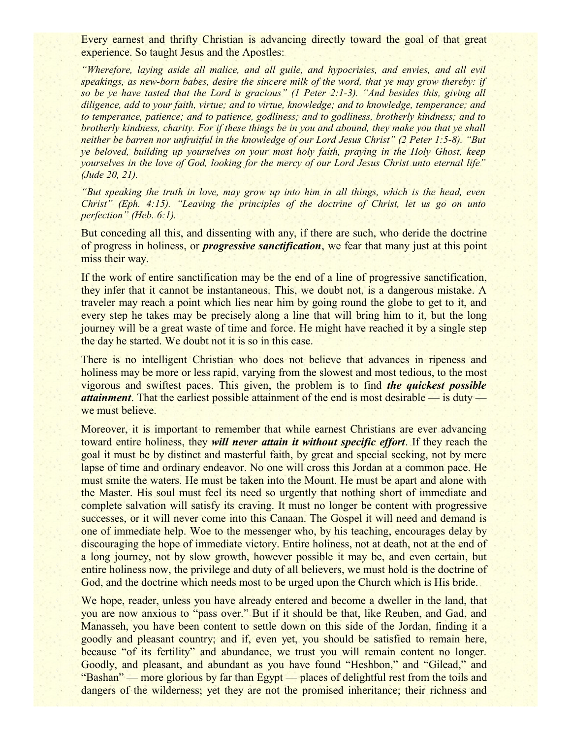Every earnest and thrifty Christian is advancing directly toward the goal of that great experience. So taught Jesus and the Apostles:

*"Wherefore, laying aside all malice, and all guile, and hypocrisies, and envies, and all evil speakings, as new-born babes, desire the sincere milk of the word, that ye may grow thereby: if so be ye have tasted that the Lord is gracious" (1 Peter 2:1-3). "And besides this, giving all diligence, add to your faith, virtue; and to virtue, knowledge; and to knowledge, temperance; and to temperance, patience; and to patience, godliness; and to godliness, brotherly kindness; and to brotherly kindness, charity. For if these things be in you and abound, they make you that ye shall neither be barren nor unfruitful in the knowledge of our Lord Jesus Christ" (2 Peter 1:5-8). "But ye beloved, building up yourselves on your most holy faith, praying in the Holy Ghost, keep yourselves in the love of God, looking for the mercy of our Lord Jesus Christ unto eternal life" (Jude 20, 21).*

*"But speaking the truth in love, may grow up into him in all things, which is the head, even Christ" (Eph. 4:15). "Leaving the principles of the doctrine of Christ, let us go on unto perfection" (Heb. 6:1).*

But conceding all this, and dissenting with any, if there are such, who deride the doctrine of progress in holiness, or ***progressive sanctification***, we fear that many just at this point miss their way.

If the work of entire sanctification may be the end of a line of progressive sanctification, they infer that it cannot be instantaneous. This, we doubt not, is a dangerous mistake. A traveler may reach a point which lies near him by going round the globe to get to it, and every step he takes may be precisely along a line that will bring him to it, but the long journey will be a great waste of time and force. He might have reached it by a single step the day he started. We doubt not it is so in this case.

There is no intelligent Christian who does not believe that advances in ripeness and holiness may be more or less rapid, varying from the slowest and most tedious, to the most vigorous and swiftest paces. This given, the problem is to find ***the quickest possible attainment***. That the earliest possible attainment of the end is most desirable — is duty — we must believe.

Moreover, it is important to remember that while earnest Christians are ever advancing toward entire holiness, they ***will never attain it without specific effort***. If they reach the goal it must be by distinct and masterful faith, by great and special seeking, not by mere lapse of time and ordinary endeavor. No one will cross this Jordan at a common pace. He must smite the waters. He must be taken into the Mount. He must be apart and alone with the Master. His soul must feel its need so urgently that nothing short of immediate and complete salvation will satisfy its craving. It must no longer be content with progressive successes, or it will never come into this Canaan. The Gospel it will need and demand is one of immediate help. Woe to the messenger who, by his teaching, encourages delay by discouraging the hope of immediate victory. Entire holiness, not at death, not at the end of a long journey, not by slow growth, however possible it may be, and even certain, but entire holiness now, the privilege and duty of all believers, we must hold is the doctrine of God, and the doctrine which needs most to be urged upon the Church which is His bride.

We hope, reader, unless you have already entered and become a dweller in the land, that you are now anxious to "pass over." But if it should be that, like Reuben, and Gad, and Manasseh, you have been content to settle down on this side of the Jordan, finding it a goodly and pleasant country; and if, even yet, you should be satisfied to remain here, because "of its fertility" and abundance, we trust you will remain content no longer. Goodly, and pleasant, and abundant as you have found "Heshbon," and "Gilead," and "Bashan" — more glorious by far than Egypt — places of delightful rest from the toils and dangers of the wilderness; yet they are not the promised inheritance; their richness and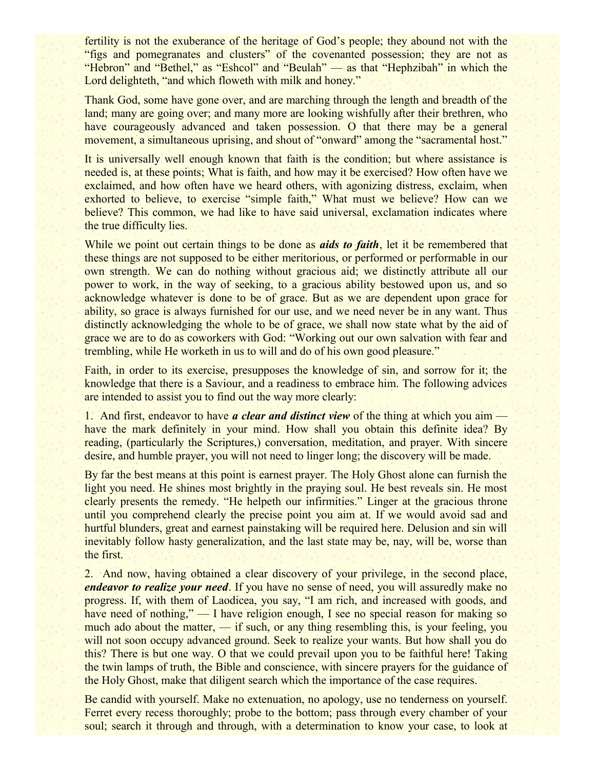fertility is not the exuberance of the heritage of God's people; they abound not with the "figs and pomegranates and clusters" of the covenanted possession; they are not as "Hebron" and "Bethel," as "Eshcol" and "Beulah" — as that "Hephzibah" in which the Lord delighteth, "and which floweth with milk and honey."

Thank God, some have gone over, and are marching through the length and breadth of the land; many are going over; and many more are looking wishfully after their brethren, who have courageously advanced and taken possession. O that there may be a general movement, a simultaneous uprising, and shout of "onward" among the "sacramental host."

It is universally well enough known that faith is the condition; but where assistance is needed is, at these points; What is faith, and how may it be exercised? How often have we exclaimed, and how often have we heard others, with agonizing distress, exclaim, when exhorted to believe, to exercise "simple faith," What must we believe? How can we believe? This common, we had like to have said universal, exclamation indicates where the true difficulty lies.

While we point out certain things to be done as ***aids to faith***, let it be remembered that these things are not supposed to be either meritorious, or performed or performable in our own strength. We can do nothing without gracious aid; we distinctly attribute all our power to work, in the way of seeking, to a gracious ability bestowed upon us, and so acknowledge whatever is done to be of grace. But as we are dependent upon grace for ability, so grace is always furnished for our use, and we need never be in any want. Thus distinctly acknowledging the whole to be of grace, we shall now state what by the aid of grace we are to do as coworkers with God: "Working out our own salvation with fear and trembling, while He worketh in us to will and do of his own good pleasure."

Faith, in order to its exercise, presupposes the knowledge of sin, and sorrow for it; the knowledge that there is a Saviour, and a readiness to embrace him. The following advices are intended to assist you to find out the way more clearly:

1. And first, endeavor to have ***a clear and distinct view*** of the thing at which you aim — have the mark definitely in your mind. How shall you obtain this definite idea? By reading, (particularly the Scriptures,) conversation, meditation, and prayer. With sincere desire, and humble prayer, you will not need to linger long; the discovery will be made.

By far the best means at this point is earnest prayer. The Holy Ghost alone can furnish the light you need. He shines most brightly in the praying soul. He best reveals sin. He most clearly presents the remedy. "He helpeth our infirmities." Linger at the gracious throne until you comprehend clearly the precise point you aim at. If we would avoid sad and hurtful blunders, great and earnest painstaking will be required here. Delusion and sin will inevitably follow hasty generalization, and the last state may be, nay, will be, worse than the first.

2. And now, having obtained a clear discovery of your privilege, in the second place, ***endeavor to realize your need***. If you have no sense of need, you will assuredly make no progress. If, with them of Laodicea, you say, "I am rich, and increased with goods, and have need of nothing," — I have religion enough, I see no special reason for making so much ado about the matter, — if such, or any thing resembling this, is your feeling, you will not soon occupy advanced ground. Seek to realize your wants. But how shall you do this? There is but one way. O that we could prevail upon you to be faithful here! Taking the twin lamps of truth, the Bible and conscience, with sincere prayers for the guidance of the Holy Ghost, make that diligent search which the importance of the case requires.

Be candid with yourself. Make no extenuation, no apology, use no tenderness on yourself. Ferret every recess thoroughly; probe to the bottom; pass through every chamber of your soul; search it through and through, with a determination to know your case, to look at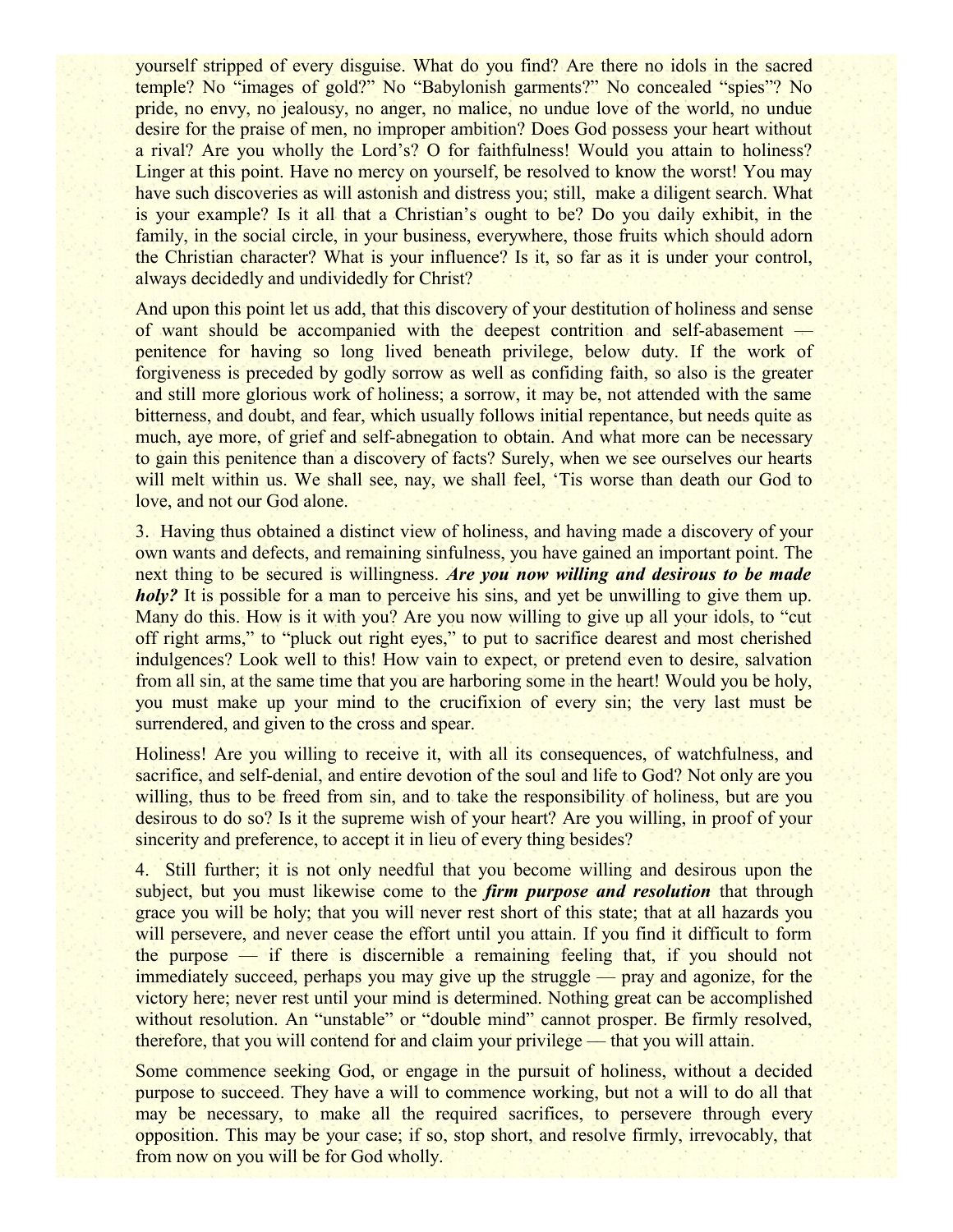yourself stripped of every disguise. What do you find? Are there no idols in the sacred temple? No "images of gold?" No "Babylonish garments?" No concealed "spies"? No pride, no envy, no jealousy, no anger, no malice, no undue love of the world, no undue desire for the praise of men, no improper ambition? Does God possess your heart without a rival? Are you wholly the Lord's? O for faithfulness! Would you attain to holiness? Linger at this point. Have no mercy on yourself, be resolved to know the worst! You may have such discoveries as will astonish and distress you; still, make a diligent search. What is your example? Is it all that a Christian's ought to be? Do you daily exhibit, in the family, in the social circle, in your business, everywhere, those fruits which should adorn the Christian character? What is your influence? Is it, so far as it is under your control, always decidedly and undividedly for Christ?

And upon this point let us add, that this discovery of your destitution of holiness and sense of want should be accompanied with the deepest contrition and self-abasement — penitence for having so long lived beneath privilege, below duty. If the work of forgiveness is preceded by godly sorrow as well as confiding faith, so also is the greater and still more glorious work of holiness; a sorrow, it may be, not attended with the same bitterness, and doubt, and fear, which usually follows initial repentance, but needs quite as much, aye more, of grief and self-abnegation to obtain. And what more can be necessary to gain this penitence than a discovery of facts? Surely, when we see ourselves our hearts will melt within us. We shall see, nay, we shall feel, 'Tis worse than death our God to love, and not our God alone.

3. Having thus obtained a distinct view of holiness, and having made a discovery of your own wants and defects, and remaining sinfulness, you have gained an important point. The next thing to be secured is willingness. ***Are you now willing and desirous to be made holy?*** It is possible for a man to perceive his sins, and yet be unwilling to give them up. Many do this. How is it with you? Are you now willing to give up all your idols, to "cut off right arms," to "pluck out right eyes," to put to sacrifice dearest and most cherished indulgences? Look well to this! How vain to expect, or pretend even to desire, salvation from all sin, at the same time that you are harboring some in the heart! Would you be holy, you must make up your mind to the crucifixion of every sin; the very last must be surrendered, and given to the cross and spear.

Holiness! Are you willing to receive it, with all its consequences, of watchfulness, and sacrifice, and self-denial, and entire devotion of the soul and life to God? Not only are you willing, thus to be freed from sin, and to take the responsibility of holiness, but are you desirous to do so? Is it the supreme wish of your heart? Are you willing, in proof of your sincerity and preference, to accept it in lieu of every thing besides?

4. Still further; it is not only needful that you become willing and desirous upon the subject, but you must likewise come to the ***firm purpose and resolution*** that through grace you will be holy; that you will never rest short of this state; that at all hazards you will persevere, and never cease the effort until you attain. If you find it difficult to form the purpose — if there is discernible a remaining feeling that, if you should not immediately succeed, perhaps you may give up the struggle — pray and agonize, for the victory here; never rest until your mind is determined. Nothing great can be accomplished without resolution. An "unstable" or "double mind" cannot prosper. Be firmly resolved, therefore, that you will contend for and claim your privilege — that you will attain.

Some commence seeking God, or engage in the pursuit of holiness, without a decided purpose to succeed. They have a will to commence working, but not a will to do all that may be necessary, to make all the required sacrifices, to persevere through every opposition. This may be your case; if so, stop short, and resolve firmly, irrevocably, that from now on you will be for God wholly.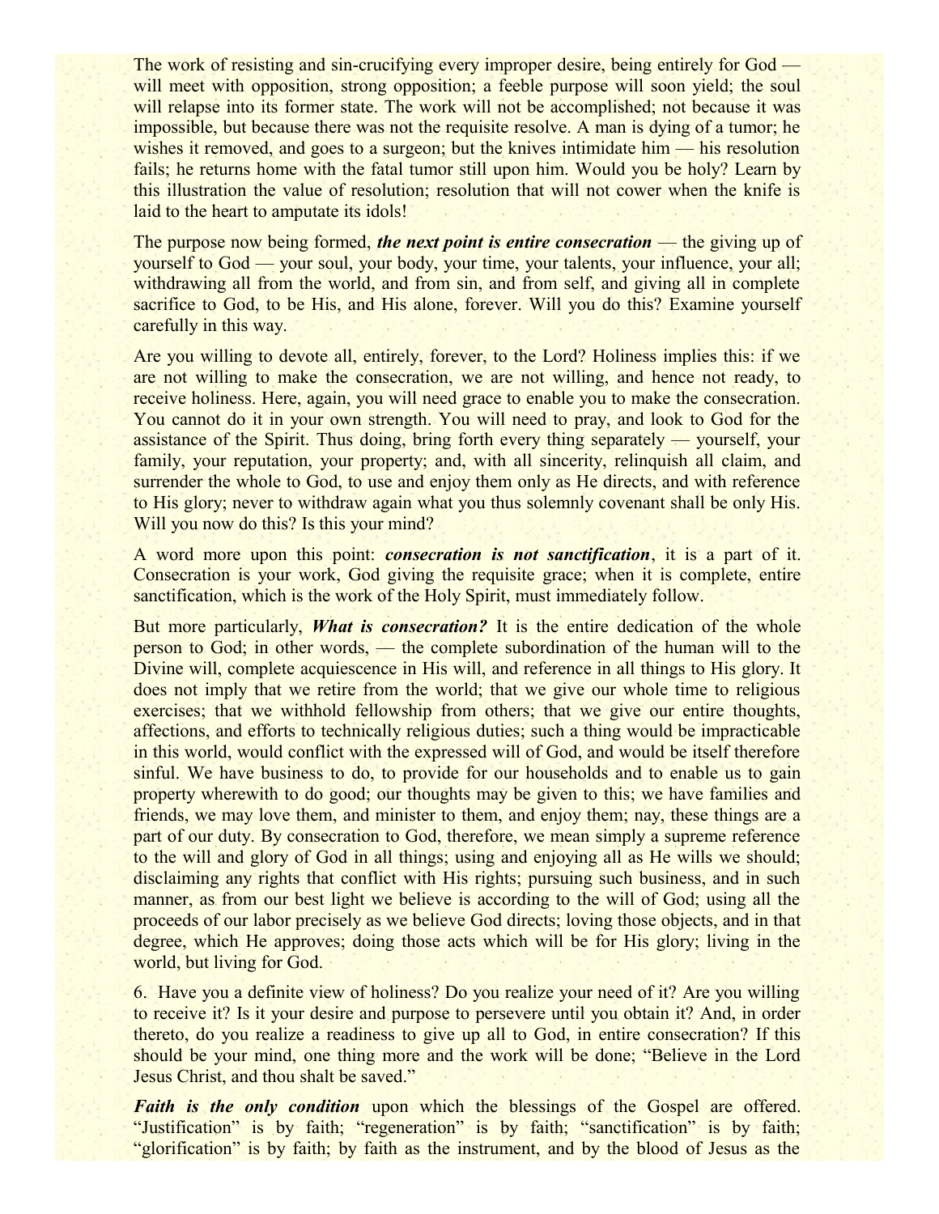The work of resisting and sin-crucifying every improper desire, being entirely for God — will meet with opposition, strong opposition; a feeble purpose will soon yield; the soul will relapse into its former state. The work will not be accomplished; not because it was impossible, but because there was not the requisite resolve. A man is dying of a tumor; he wishes it removed, and goes to a surgeon; but the knives intimidate him — his resolution fails; he returns home with the fatal tumor still upon him. Would you be holy? Learn by this illustration the value of resolution; resolution that will not cower when the knife is laid to the heart to amputate its idols!

The purpose now being formed, ***the next point is entire consecration*** — the giving up of yourself to God — your soul, your body, your time, your talents, your influence, your all; withdrawing all from the world, and from sin, and from self, and giving all in complete sacrifice to God, to be His, and His alone, forever. Will you do this? Examine yourself carefully in this way.

Are you willing to devote all, entirely, forever, to the Lord? Holiness implies this: if we are not willing to make the consecration, we are not willing, and hence not ready, to receive holiness. Here, again, you will need grace to enable you to make the consecration. You cannot do it in your own strength. You will need to pray, and look to God for the assistance of the Spirit. Thus doing, bring forth every thing separately — yourself, your family, your reputation, your property; and, with all sincerity, relinquish all claim, and surrender the whole to God, to use and enjoy them only as He directs, and with reference to His glory; never to withdraw again what you thus solemnly covenant shall be only His. Will you now do this? Is this your mind?

A word more upon this point: ***consecration is not sanctification***, it is a part of it. Consecration is your work, God giving the requisite grace; when it is complete, entire sanctification, which is the work of the Holy Spirit, must immediately follow.

But more particularly, ***What is consecration?*** It is the entire dedication of the whole person to God; in other words, — the complete subordination of the human will to the Divine will, complete acquiescence in His will, and reference in all things to His glory. It does not imply that we retire from the world; that we give our whole time to religious exercises; that we withhold fellowship from others; that we give our entire thoughts, affections, and efforts to technically religious duties; such a thing would be impracticable in this world, would conflict with the expressed will of God, and would be itself therefore sinful. We have business to do, to provide for our households and to enable us to gain property wherewith to do good; our thoughts may be given to this; we have families and friends, we may love them, and minister to them, and enjoy them; nay, these things are a part of our duty. By consecration to God, therefore, we mean simply a supreme reference to the will and glory of God in all things; using and enjoying all as He wills we should; disclaiming any rights that conflict with His rights; pursuing such business, and in such manner, as from our best light we believe is according to the will of God; using all the proceeds of our labor precisely as we believe God directs; loving those objects, and in that degree, which He approves; doing those acts which will be for His glory; living in the world, but living for God.

6. Have you a definite view of holiness? Do you realize your need of it? Are you willing to receive it? Is it your desire and purpose to persevere until you obtain it? And, in order thereto, do you realize a readiness to give up all to God, in entire consecration? If this should be your mind, one thing more and the work will be done; "Believe in the Lord Jesus Christ, and thou shalt be saved."

***Faith is the only condition*** upon which the blessings of the Gospel are offered. "Justification" is by faith; "regeneration" is by faith; "sanctification" is by faith; "glorification" is by faith; by faith as the instrument, and by the blood of Jesus as the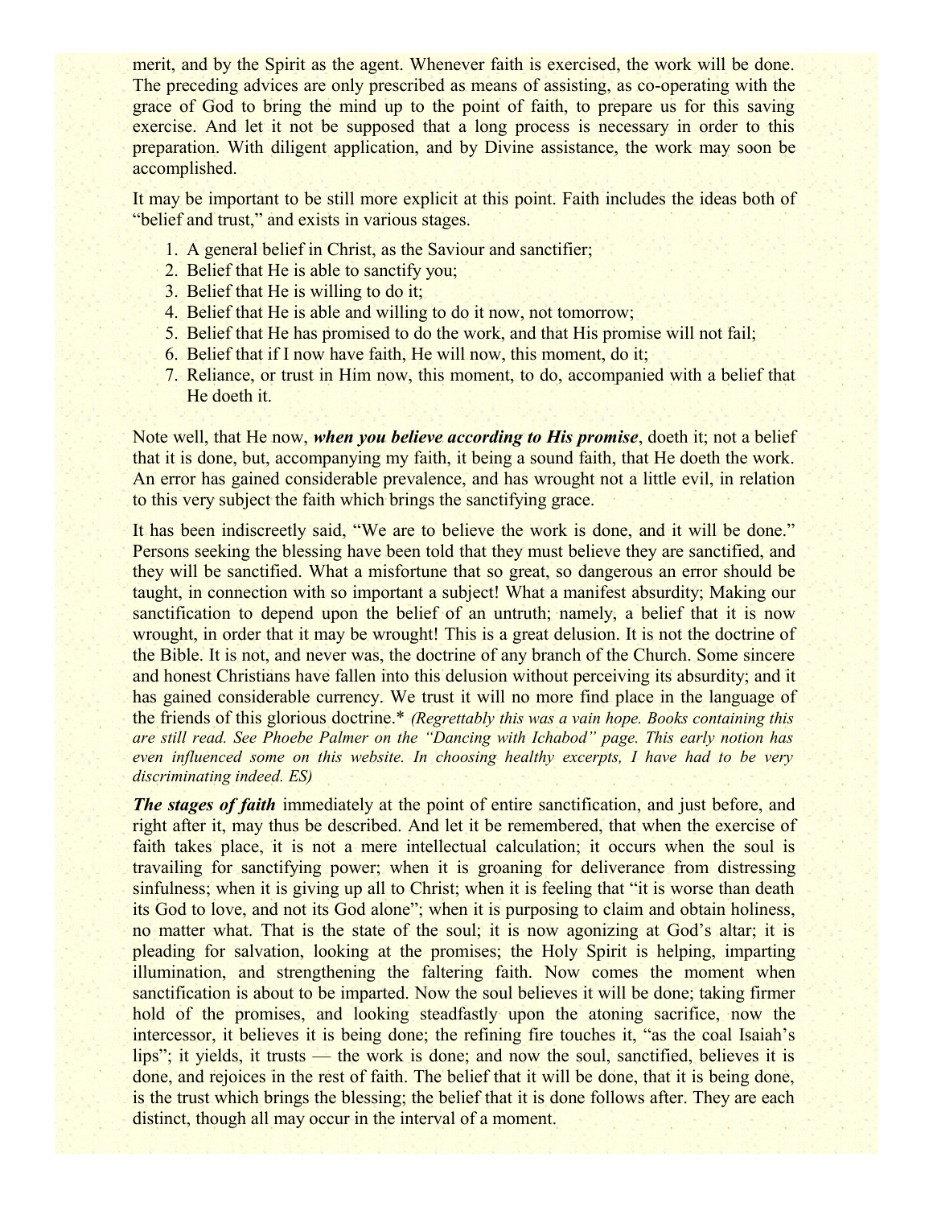merit, and by the Spirit as the agent. Whenever faith is exercised, the work will be done. The preceding advices are only prescribed as means of assisting, as co-operating with the grace of God to bring the mind up to the point of faith, to prepare us for this saving exercise. And let it not be supposed that a long process is necessary in order to this preparation. With diligent application, and by Divine assistance, the work may soon be accomplished.

It may be important to be still more explicit at this point. Faith includes the ideas both of "belief and trust," and exists in various stages.

1. A general belief in Christ, as the Saviour and sanctifier;
2. Belief that He is able to sanctify you;
3. Belief that He is willing to do it;
4. Belief that He is able and willing to do it now, not tomorrow;
5. Belief that He has promised to do the work, and that His promise will not fail;
6. Belief that if I now have faith, He will now, this moment, do it;
7. Reliance, or trust in Him now, this moment, to do, accompanied with a belief that He doeth it.

Note well, that He now, ***when you believe according to His promise***, doeth it; not a belief that it is done, but, accompanying my faith, it being a sound faith, that He doeth the work. An error has gained considerable prevalence, and has wrought not a little evil, in relation to this very subject the faith which brings the sanctifying grace.

It has been indiscreetly said, "We are to believe the work is done, and it will be done." Persons seeking the blessing have been told that they must believe they are sanctified, and they will be sanctified. What a misfortune that so great, so dangerous an error should be taught, in connection with so important a subject! What a manifest absurdity; Making our sanctification to depend upon the belief of an untruth; namely, a belief that it is now wrought, in order that it may be wrought! This is a great delusion. It is not the doctrine of the Bible. It is not, and never was, the doctrine of any branch of the Church. Some sincere and honest Christians have fallen into this delusion without perceiving its absurdity; and it has gained considerable currency. We trust it will no more find place in the language of the friends of this glorious doctrine.* *(Regrettably this was a vain hope. Books containing this are still read. See Phoebe Palmer on the "Dancing with Ichabod" page. This early notion has even influenced some on this website. In choosing healthy excerpts, I have had to be very discriminating indeed. ES)*

***The stages of faith*** immediately at the point of entire sanctification, and just before, and right after it, may thus be described. And let it be remembered, that when the exercise of faith takes place, it is not a mere intellectual calculation; it occurs when the soul is travailing for sanctifying power; when it is groaning for deliverance from distressing sinfulness; when it is giving up all to Christ; when it is feeling that "it is worse than death its God to love, and not its God alone"; when it is purposing to claim and obtain holiness, no matter what. That is the state of the soul; it is now agonizing at God's altar; it is pleading for salvation, looking at the promises; the Holy Spirit is helping, imparting illumination, and strengthening the faltering faith. Now comes the moment when sanctification is about to be imparted. Now the soul believes it will be done; taking firmer hold of the promises, and looking steadfastly upon the atoning sacrifice, now the intercessor, it believes it is being done; the refining fire touches it, "as the coal Isaiah's lips"; it yields, it trusts — the work is done; and now the soul, sanctified, believes it is done, and rejoices in the rest of faith. The belief that it will be done, that it is being done, is the trust which brings the blessing; the belief that it is done follows after. They are each distinct, though all may occur in the interval of a moment.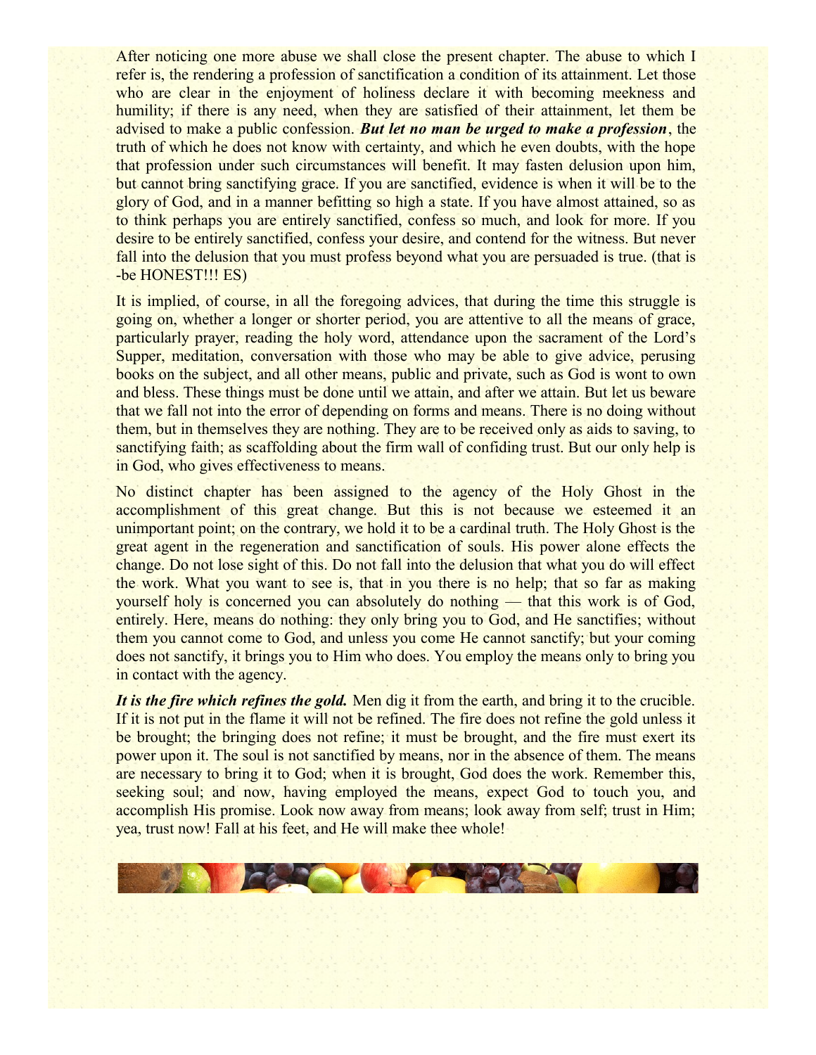After noticing one more abuse we shall close the present chapter. The abuse to which I refer is, the rendering a profession of sanctification a condition of its attainment. Let those who are clear in the enjoyment of holiness declare it with becoming meekness and humility; if there is any need, when they are satisfied of their attainment, let them be advised to make a public confession. ***But let no man be urged to make a profession***, the truth of which he does not know with certainty, and which he even doubts, with the hope that profession under such circumstances will benefit. It may fasten delusion upon him, but cannot bring sanctifying grace. If you are sanctified, evidence is when it will be to the glory of God, and in a manner befitting so high a state. If you have almost attained, so as to think perhaps you are entirely sanctified, confess so much, and look for more. If you desire to be entirely sanctified, confess your desire, and contend for the witness. But never fall into the delusion that you must profess beyond what you are persuaded is true. (that is -be HONEST!!! ES)

It is implied, of course, in all the foregoing advices, that during the time this struggle is going on, whether a longer or shorter period, you are attentive to all the means of grace, particularly prayer, reading the holy word, attendance upon the sacrament of the Lord's Supper, meditation, conversation with those who may be able to give advice, perusing books on the subject, and all other means, public and private, such as God is wont to own and bless. These things must be done until we attain, and after we attain. But let us beware that we fall not into the error of depending on forms and means. There is no doing without them, but in themselves they are nothing. They are to be received only as aids to saving, to sanctifying faith; as scaffolding about the firm wall of confiding trust. But our only help is in God, who gives effectiveness to means.

No distinct chapter has been assigned to the agency of the Holy Ghost in the accomplishment of this great change. But this is not because we esteemed it an unimportant point; on the contrary, we hold it to be a cardinal truth. The Holy Ghost is the great agent in the regeneration and sanctification of souls. His power alone effects the change. Do not lose sight of this. Do not fall into the delusion that what you do will effect the work. What you want to see is, that in you there is no help; that so far as making yourself holy is concerned you can absolutely do nothing — that this work is of God, entirely. Here, means do nothing: they only bring you to God, and He sanctifies; without them you cannot come to God, and unless you come He cannot sanctify; but your coming does not sanctify, it brings you to Him who does. You employ the means only to bring you in contact with the agency.

***It is the fire which refines the gold.*** Men dig it from the earth, and bring it to the crucible. If it is not put in the flame it will not be refined. The fire does not refine the gold unless it be brought; the bringing does not refine; it must be brought, and the fire must exert its power upon it. The soul is not sanctified by means, nor in the absence of them. The means are necessary to bring it to God; when it is brought, God does the work. Remember this, seeking soul; and now, having employed the means, expect God to touch you, and accomplish His promise. Look now away from means; look away from self; trust in Him; yea, trust now! Fall at his feet, and He will make thee whole!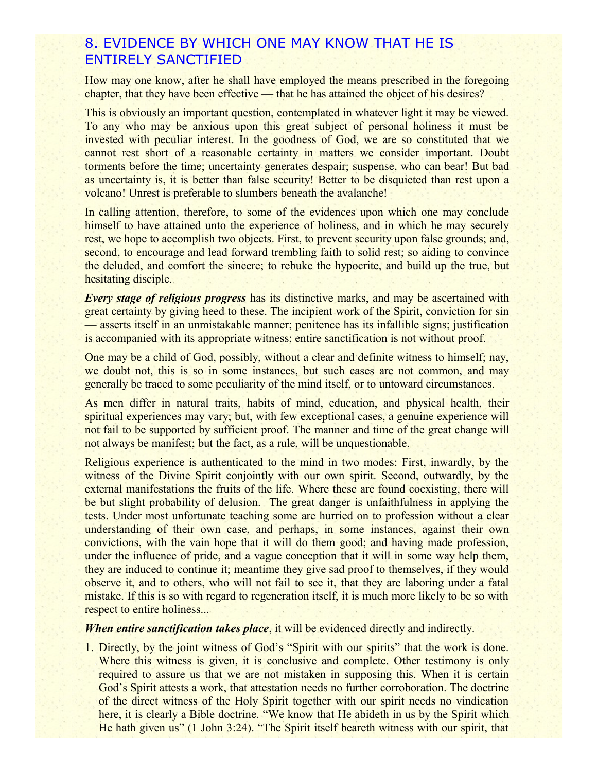## 8. EVIDENCE BY WHICH ONE MAY KNOW THAT HE IS ENTIRELY SANCTIFIED

How may one know, after he shall have employed the means prescribed in the foregoing chapter, that they have been effective — that he has attained the object of his desires?

This is obviously an important question, contemplated in whatever light it may be viewed. To any who may be anxious upon this great subject of personal holiness it must be invested with peculiar interest. In the goodness of God, we are so constituted that we cannot rest short of a reasonable certainty in matters we consider important. Doubt torments before the time; uncertainty generates despair; suspense, who can bear! But bad as uncertainty is, it is better than false security! Better to be disquieted than rest upon a volcano! Unrest is preferable to slumbers beneath the avalanche!

In calling attention, therefore, to some of the evidences upon which one may conclude himself to have attained unto the experience of holiness, and in which he may securely rest, we hope to accomplish two objects. First, to prevent security upon false grounds; and, second, to encourage and lead forward trembling faith to solid rest; so aiding to convince the deluded, and comfort the sincere; to rebuke the hypocrite, and build up the true, but hesitating disciple.

***Every stage of religious progress*** has its distinctive marks, and may be ascertained with great certainty by giving heed to these. The incipient work of the Spirit, conviction for sin — asserts itself in an unmistakable manner; penitence has its infallible signs; justification is accompanied with its appropriate witness; entire sanctification is not without proof.

One may be a child of God, possibly, without a clear and definite witness to himself; nay, we doubt not, this is so in some instances, but such cases are not common, and may generally be traced to some peculiarity of the mind itself, or to untoward circumstances.

As men differ in natural traits, habits of mind, education, and physical health, their spiritual experiences may vary; but, with few exceptional cases, a genuine experience will not fail to be supported by sufficient proof. The manner and time of the great change will not always be manifest; but the fact, as a rule, will be unquestionable.

Religious experience is authenticated to the mind in two modes: First, inwardly, by the witness of the Divine Spirit conjointly with our own spirit. Second, outwardly, by the external manifestations the fruits of the life. Where these are found coexisting, there will be but slight probability of delusion. The great danger is unfaithfulness in applying the tests. Under most unfortunate teaching some are hurried on to profession without a clear understanding of their own case, and perhaps, in some instances, against their own convictions, with the vain hope that it will do them good; and having made profession, under the influence of pride, and a vague conception that it will in some way help them, they are induced to continue it; meantime they give sad proof to themselves, if they would observe it, and to others, who will not fail to see it, that they are laboring under a fatal mistake. If this is so with regard to regeneration itself, it is much more likely to be so with respect to entire holiness...

***When entire sanctification takes place***, it will be evidenced directly and indirectly.

1. Directly, by the joint witness of God's "Spirit with our spirits" that the work is done. Where this witness is given, it is conclusive and complete. Other testimony is only required to assure us that we are not mistaken in supposing this. When it is certain God's Spirit attests a work, that attestation needs no further corroboration. The doctrine of the direct witness of the Holy Spirit together with our spirit needs no vindication here, it is clearly a Bible doctrine. "We know that He abideth in us by the Spirit which He hath given us" (1 John 3:24). "The Spirit itself beareth witness with our spirit, that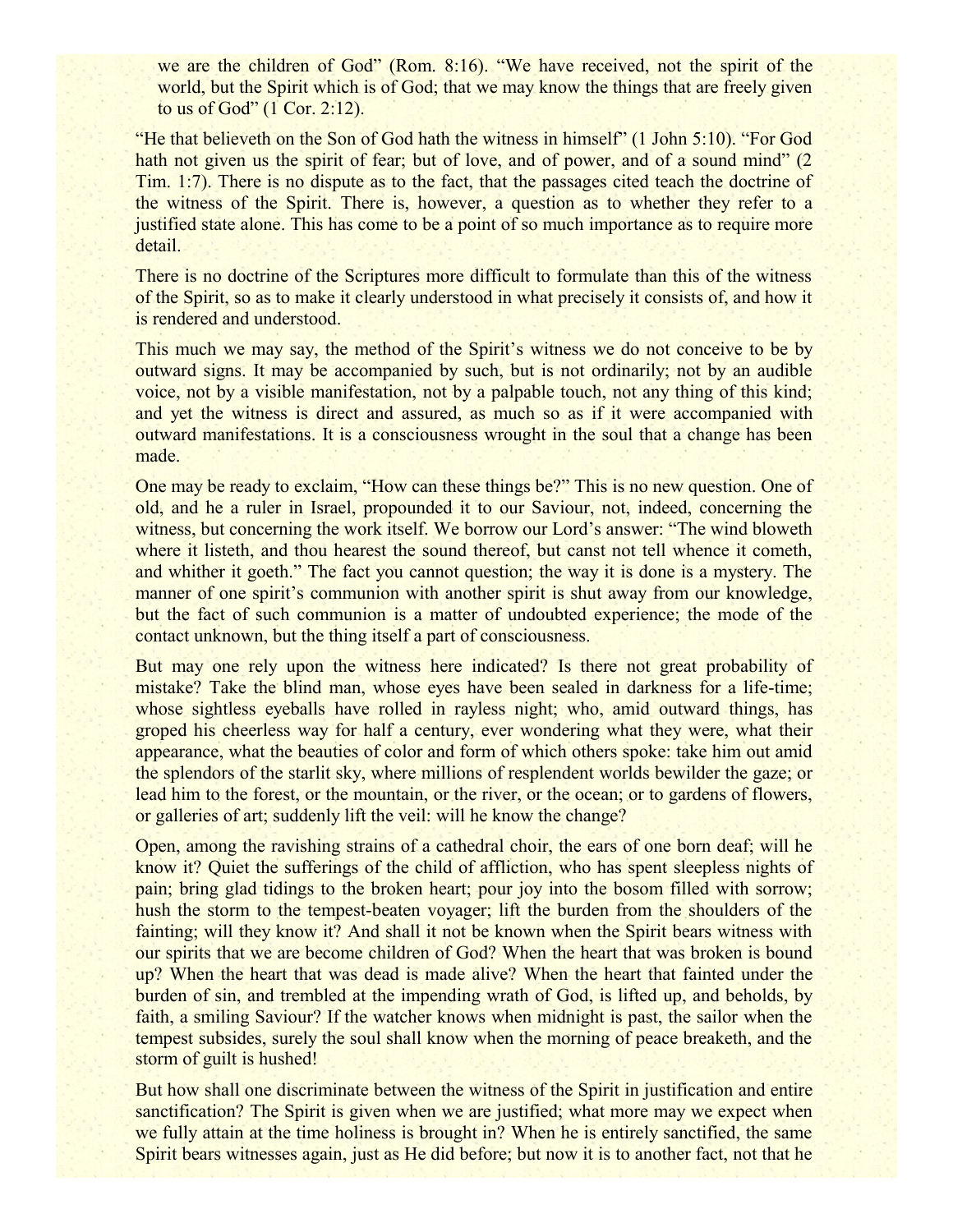we are the children of God" (Rom. 8:16). "We have received, not the spirit of the world, but the Spirit which is of God; that we may know the things that are freely given to us of God" (1 Cor. 2:12).

"He that believeth on the Son of God hath the witness in himself" (1 John 5:10). "For God hath not given us the spirit of fear; but of love, and of power, and of a sound mind" (2 Tim. 1:7). There is no dispute as to the fact, that the passages cited teach the doctrine of the witness of the Spirit. There is, however, a question as to whether they refer to a justified state alone. This has come to be a point of so much importance as to require more detail.

There is no doctrine of the Scriptures more difficult to formulate than this of the witness of the Spirit, so as to make it clearly understood in what precisely it consists of, and how it is rendered and understood.

This much we may say, the method of the Spirit's witness we do not conceive to be by outward signs. It may be accompanied by such, but is not ordinarily; not by an audible voice, not by a visible manifestation, not by a palpable touch, not any thing of this kind; and yet the witness is direct and assured, as much so as if it were accompanied with outward manifestations. It is a consciousness wrought in the soul that a change has been made.

One may be ready to exclaim, "How can these things be?" This is no new question. One of old, and he a ruler in Israel, propounded it to our Saviour, not, indeed, concerning the witness, but concerning the work itself. We borrow our Lord's answer: "The wind bloweth where it listeth, and thou hearest the sound thereof, but canst not tell whence it cometh, and whither it goeth." The fact you cannot question; the way it is done is a mystery. The manner of one spirit's communion with another spirit is shut away from our knowledge, but the fact of such communion is a matter of undoubted experience; the mode of the contact unknown, but the thing itself a part of consciousness.

But may one rely upon the witness here indicated? Is there not great probability of mistake? Take the blind man, whose eyes have been sealed in darkness for a life-time; whose sightless eyeballs have rolled in rayless night; who, amid outward things, has groped his cheerless way for half a century, ever wondering what they were, what their appearance, what the beauties of color and form of which others spoke: take him out amid the splendors of the starlit sky, where millions of resplendent worlds bewilder the gaze; or lead him to the forest, or the mountain, or the river, or the ocean; or to gardens of flowers, or galleries of art; suddenly lift the veil: will he know the change?

Open, among the ravishing strains of a cathedral choir, the ears of one born deaf; will he know it? Quiet the sufferings of the child of affliction, who has spent sleepless nights of pain; bring glad tidings to the broken heart; pour joy into the bosom filled with sorrow; hush the storm to the tempest-beaten voyager; lift the burden from the shoulders of the fainting; will they know it? And shall it not be known when the Spirit bears witness with our spirits that we are become children of God? When the heart that was broken is bound up? When the heart that was dead is made alive? When the heart that fainted under the burden of sin, and trembled at the impending wrath of God, is lifted up, and beholds, by faith, a smiling Saviour? If the watcher knows when midnight is past, the sailor when the tempest subsides, surely the soul shall know when the morning of peace breaketh, and the storm of guilt is hushed!

But how shall one discriminate between the witness of the Spirit in justification and entire sanctification? The Spirit is given when we are justified; what more may we expect when we fully attain at the time holiness is brought in? When he is entirely sanctified, the same Spirit bears witnesses again, just as He did before; but now it is to another fact, not that he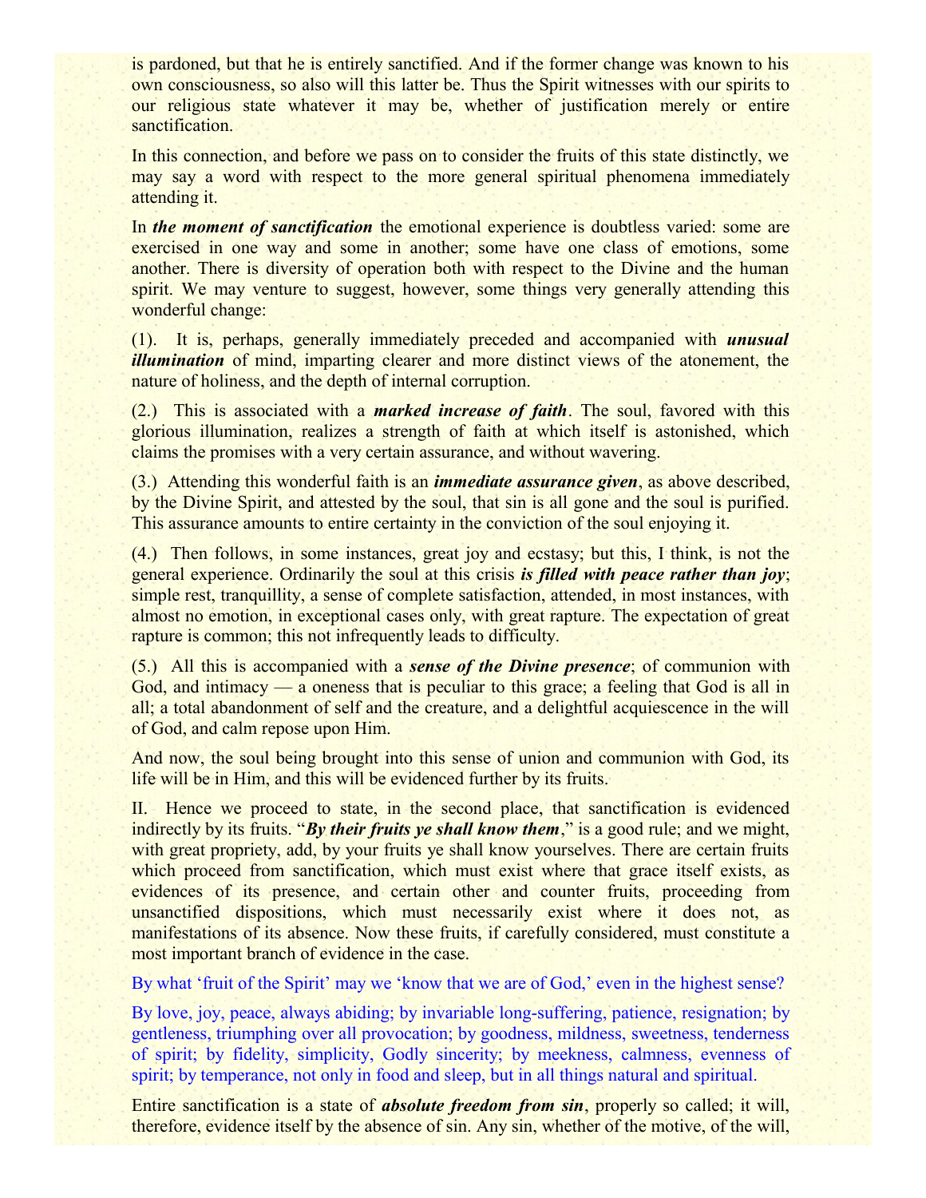is pardoned, but that he is entirely sanctified. And if the former change was known to his own consciousness, so also will this latter be. Thus the Spirit witnesses with our spirits to our religious state whatever it may be, whether of justification merely or entire sanctification.

In this connection, and before we pass on to consider the fruits of this state distinctly, we may say a word with respect to the more general spiritual phenomena immediately attending it.

In ***the moment of sanctification*** the emotional experience is doubtless varied: some are exercised in one way and some in another; some have one class of emotions, some another. There is diversity of operation both with respect to the Divine and the human spirit. We may venture to suggest, however, some things very generally attending this wonderful change:

(1). It is, perhaps, generally immediately preceded and accompanied with ***unusual illumination*** of mind, imparting clearer and more distinct views of the atonement, the nature of holiness, and the depth of internal corruption.

(2.) This is associated with a ***marked increase of faith***. The soul, favored with this glorious illumination, realizes a strength of faith at which itself is astonished, which claims the promises with a very certain assurance, and without wavering.

(3.) Attending this wonderful faith is an ***immediate assurance given***, as above described, by the Divine Spirit, and attested by the soul, that sin is all gone and the soul is purified. This assurance amounts to entire certainty in the conviction of the soul enjoying it.

(4.) Then follows, in some instances, great joy and ecstasy; but this, I think, is not the general experience. Ordinarily the soul at this crisis ***is filled with peace rather than joy***; simple rest, tranquillity, a sense of complete satisfaction, attended, in most instances, with almost no emotion, in exceptional cases only, with great rapture. The expectation of great rapture is common; this not infrequently leads to difficulty.

(5.) All this is accompanied with a ***sense of the Divine presence***; of communion with God, and intimacy — a oneness that is peculiar to this grace; a feeling that God is all in all; a total abandonment of self and the creature, and a delightful acquiescence in the will of God, and calm repose upon Him.

And now, the soul being brought into this sense of union and communion with God, its life will be in Him, and this will be evidenced further by its fruits.

II. Hence we proceed to state, in the second place, that sanctification is evidenced indirectly by its fruits. "***By their fruits ye shall know them***," is a good rule; and we might, with great propriety, add, by your fruits ye shall know yourselves. There are certain fruits which proceed from sanctification, which must exist where that grace itself exists, as evidences of its presence, and certain other and counter fruits, proceeding from unsanctified dispositions, which must necessarily exist where it does not, as manifestations of its absence. Now these fruits, if carefully considered, must constitute a most important branch of evidence in the case.

By what 'fruit of the Spirit' may we 'know that we are of God,' even in the highest sense?

By love, joy, peace, always abiding; by invariable long-suffering, patience, resignation; by gentleness, triumphing over all provocation; by goodness, mildness, sweetness, tenderness of spirit; by fidelity, simplicity, Godly sincerity; by meekness, calmness, evenness of spirit; by temperance, not only in food and sleep, but in all things natural and spiritual.

Entire sanctification is a state of ***absolute freedom from sin***, properly so called; it will, therefore, evidence itself by the absence of sin. Any sin, whether of the motive, of the will,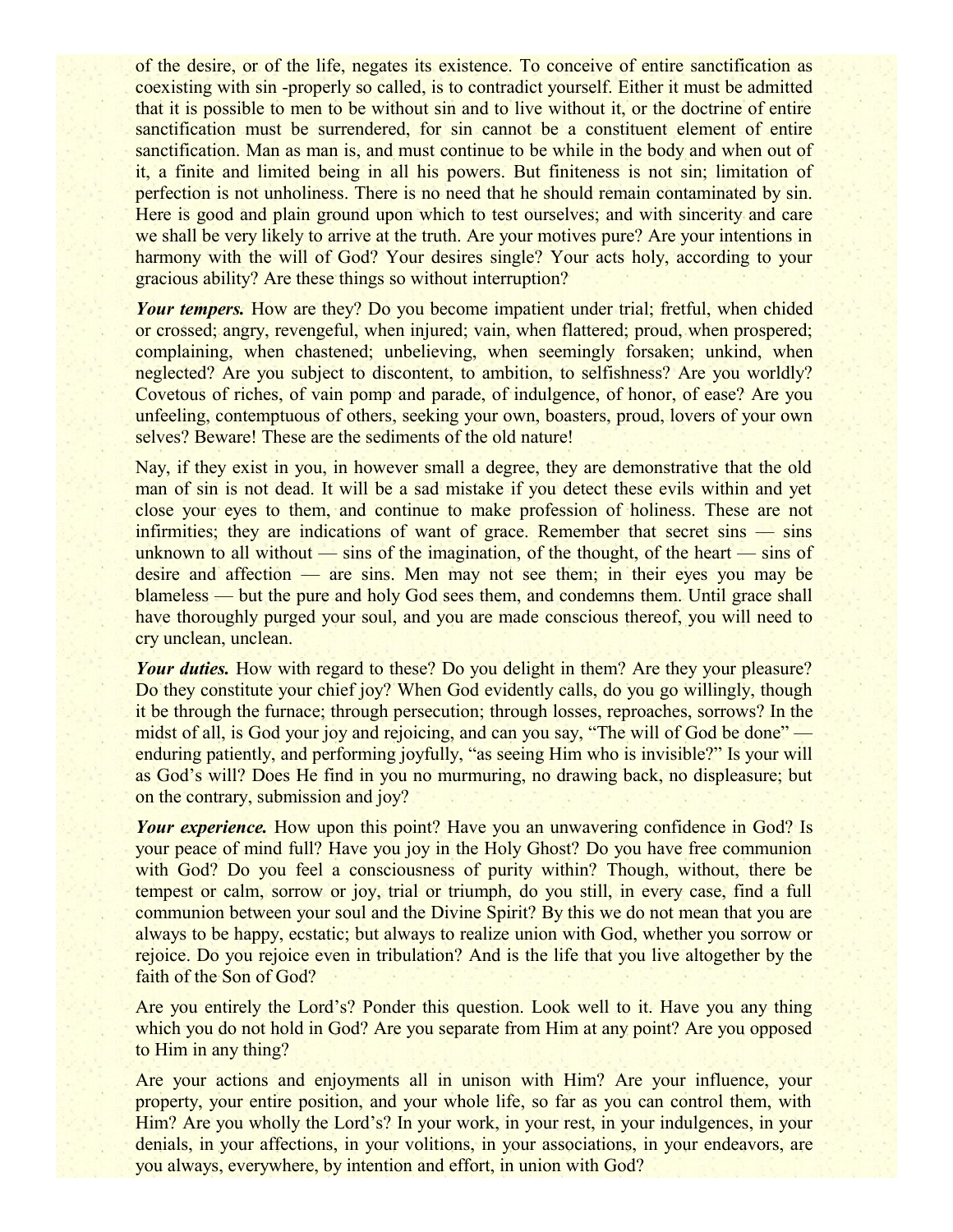of the desire, or of the life, negates its existence. To conceive of entire sanctification as coexisting with sin -properly so called, is to contradict yourself. Either it must be admitted that it is possible to men to be without sin and to live without it, or the doctrine of entire sanctification must be surrendered, for sin cannot be a constituent element of entire sanctification. Man as man is, and must continue to be while in the body and when out of it, a finite and limited being in all his powers. But finiteness is not sin; limitation of perfection is not unholiness. There is no need that he should remain contaminated by sin. Here is good and plain ground upon which to test ourselves; and with sincerity and care we shall be very likely to arrive at the truth. Are your motives pure? Are your intentions in harmony with the will of God? Your desires single? Your acts holy, according to your gracious ability? Are these things so without interruption?

***Your tempers.*** How are they? Do you become impatient under trial; fretful, when chided or crossed; angry, revengeful, when injured; vain, when flattered; proud, when prospered; complaining, when chastened; unbelieving, when seemingly forsaken; unkind, when neglected? Are you subject to discontent, to ambition, to selfishness? Are you worldly? Covetous of riches, of vain pomp and parade, of indulgence, of honor, of ease? Are you unfeeling, contemptuous of others, seeking your own, boasters, proud, lovers of your own selves? Beware! These are the sediments of the old nature!

Nay, if they exist in you, in however small a degree, they are demonstrative that the old man of sin is not dead. It will be a sad mistake if you detect these evils within and yet close your eyes to them, and continue to make profession of holiness. These are not infirmities; they are indications of want of grace. Remember that secret sins — sins unknown to all without — sins of the imagination, of the thought, of the heart — sins of desire and affection — are sins. Men may not see them; in their eyes you may be blameless — but the pure and holy God sees them, and condemns them. Until grace shall have thoroughly purged your soul, and you are made conscious thereof, you will need to cry unclean, unclean.

***Your duties.*** How with regard to these? Do you delight in them? Are they your pleasure? Do they constitute your chief joy? When God evidently calls, do you go willingly, though it be through the furnace; through persecution; through losses, reproaches, sorrows? In the midst of all, is God your joy and rejoicing, and can you say, “The will of God be done” — enduring patiently, and performing joyfully, “as seeing Him who is invisible?” Is your will as God’s will? Does He find in you no murmuring, no drawing back, no displeasure; but on the contrary, submission and joy?

***Your experience.*** How upon this point? Have you an unwavering confidence in God? Is your peace of mind full? Have you joy in the Holy Ghost? Do you have free communion with God? Do you feel a consciousness of purity within? Though, without, there be tempest or calm, sorrow or joy, trial or triumph, do you still, in every case, find a full communion between your soul and the Divine Spirit? By this we do not mean that you are always to be happy, ecstatic; but always to realize union with God, whether you sorrow or rejoice. Do you rejoice even in tribulation? And is the life that you live altogether by the faith of the Son of God?

Are you entirely the Lord’s? Ponder this question. Look well to it. Have you any thing which you do not hold in God? Are you separate from Him at any point? Are you opposed to Him in any thing?

Are your actions and enjoyments all in unison with Him? Are your influence, your property, your entire position, and your whole life, so far as you can control them, with Him? Are you wholly the Lord’s? In your work, in your rest, in your indulgences, in your denials, in your affections, in your volitions, in your associations, in your endeavors, are you always, everywhere, by intention and effort, in union with God?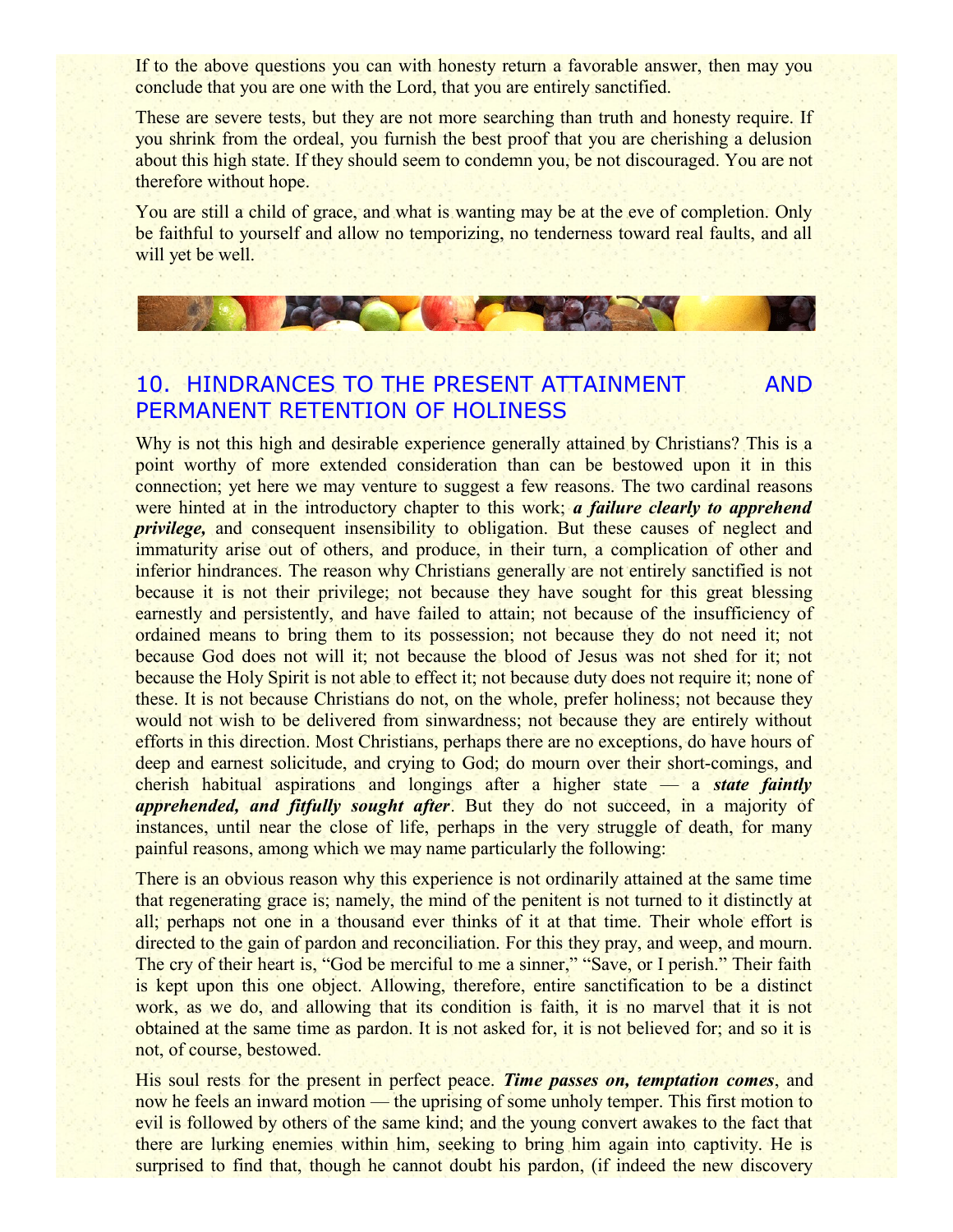If to the above questions you can with honesty return a favorable answer, then may you conclude that you are one with the Lord, that you are entirely sanctified.

These are severe tests, but they are not more searching than truth and honesty require. If you shrink from the ordeal, you furnish the best proof that you are cherishing a delusion about this high state. If they should seem to condemn you, be not discouraged. You are not therefore without hope.

You are still a child of grace, and what is wanting may be at the eve of completion. Only be faithful to yourself and allow no temporizing, no tenderness toward real faults, and all will yet be well.

## 10. HINDRANCES TO THE PRESENT ATTAINMENT AND PERMANENT RETENTION OF HOLINESS

Why is not this high and desirable experience generally attained by Christians? This is a point worthy of more extended consideration than can be bestowed upon it in this connection; yet here we may venture to suggest a few reasons. The two cardinal reasons were hinted at in the introductory chapter to this work; ***a failure clearly to apprehend privilege,*** and consequent insensibility to obligation. But these causes of neglect and immaturity arise out of others, and produce, in their turn, a complication of other and inferior hindrances. The reason why Christians generally are not entirely sanctified is not because it is not their privilege; not because they have sought for this great blessing earnestly and persistently, and have failed to attain; not because of the insufficiency of ordained means to bring them to its possession; not because they do not need it; not because God does not will it; not because the blood of Jesus was not shed for it; not because the Holy Spirit is not able to effect it; not because duty does not require it; none of these. It is not because Christians do not, on the whole, prefer holiness; not because they would not wish to be delivered from sinwardness; not because they are entirely without efforts in this direction. Most Christians, perhaps there are no exceptions, do have hours of deep and earnest solicitude, and crying to God; do mourn over their short-comings, and cherish habitual aspirations and longings after a higher state — a ***state faintly apprehended, and fitfully sought after***. But they do not succeed, in a majority of instances, until near the close of life, perhaps in the very struggle of death, for many painful reasons, among which we may name particularly the following:

There is an obvious reason why this experience is not ordinarily attained at the same time that regenerating grace is; namely, the mind of the penitent is not turned to it distinctly at all; perhaps not one in a thousand ever thinks of it at that time. Their whole effort is directed to the gain of pardon and reconciliation. For this they pray, and weep, and mourn. The cry of their heart is, "God be merciful to me a sinner," "Save, or I perish." Their faith is kept upon this one object. Allowing, therefore, entire sanctification to be a distinct work, as we do, and allowing that its condition is faith, it is no marvel that it is not obtained at the same time as pardon. It is not asked for, it is not believed for; and so it is not, of course, bestowed.

His soul rests for the present in perfect peace. ***Time passes on, temptation comes***, and now he feels an inward motion — the uprising of some unholy temper. This first motion to evil is followed by others of the same kind; and the young convert awakes to the fact that there are lurking enemies within him, seeking to bring him again into captivity. He is surprised to find that, though he cannot doubt his pardon, (if indeed the new discovery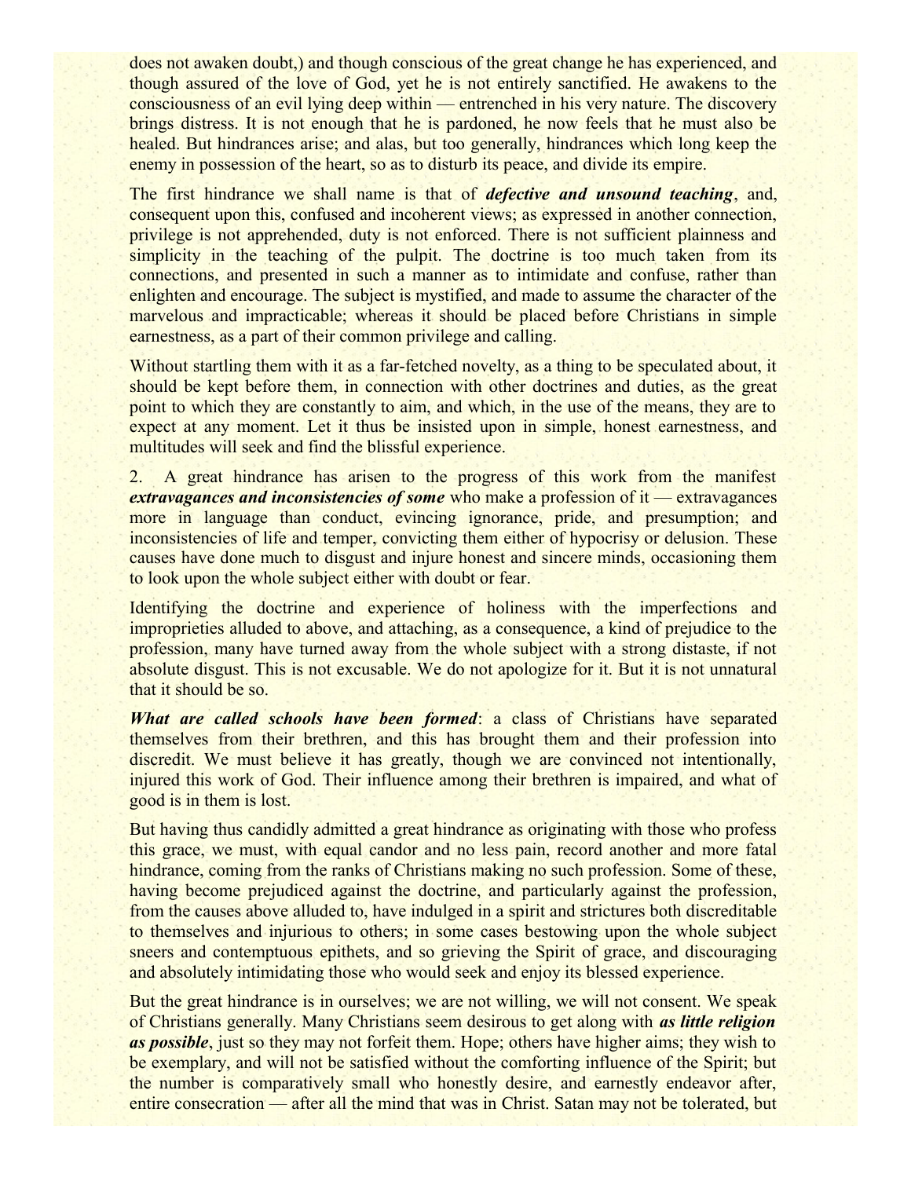does not awaken doubt,) and though conscious of the great change he has experienced, and though assured of the love of God, yet he is not entirely sanctified. He awakens to the consciousness of an evil lying deep within — entrenched in his very nature. The discovery brings distress. It is not enough that he is pardoned, he now feels that he must also be healed. But hindrances arise; and alas, but too generally, hindrances which long keep the enemy in possession of the heart, so as to disturb its peace, and divide its empire.

The first hindrance we shall name is that of ***defective and unsound teaching***, and, consequent upon this, confused and incoherent views; as expressed in another connection, privilege is not apprehended, duty is not enforced. There is not sufficient plainness and simplicity in the teaching of the pulpit. The doctrine is too much taken from its connections, and presented in such a manner as to intimidate and confuse, rather than enlighten and encourage. The subject is mystified, and made to assume the character of the marvelous and impracticable; whereas it should be placed before Christians in simple earnestness, as a part of their common privilege and calling.

Without startling them with it as a far-fetched novelty, as a thing to be speculated about, it should be kept before them, in connection with other doctrines and duties, as the great point to which they are constantly to aim, and which, in the use of the means, they are to expect at any moment. Let it thus be insisted upon in simple, honest earnestness, and multitudes will seek and find the blissful experience.

2. A great hindrance has arisen to the progress of this work from the manifest ***extravagances and inconsistencies of some*** who make a profession of it — extravagances more in language than conduct, evincing ignorance, pride, and presumption; and inconsistencies of life and temper, convicting them either of hypocrisy or delusion. These causes have done much to disgust and injure honest and sincere minds, occasioning them to look upon the whole subject either with doubt or fear.

Identifying the doctrine and experience of holiness with the imperfections and improprieties alluded to above, and attaching, as a consequence, a kind of prejudice to the profession, many have turned away from the whole subject with a strong distaste, if not absolute disgust. This is not excusable. We do not apologize for it. But it is not unnatural that it should be so.

***What are called schools have been formed***: a class of Christians have separated themselves from their brethren, and this has brought them and their profession into discredit. We must believe it has greatly, though we are convinced not intentionally, injured this work of God. Their influence among their brethren is impaired, and what of good is in them is lost.

But having thus candidly admitted a great hindrance as originating with those who profess this grace, we must, with equal candor and no less pain, record another and more fatal hindrance, coming from the ranks of Christians making no such profession. Some of these, having become prejudiced against the doctrine, and particularly against the profession, from the causes above alluded to, have indulged in a spirit and strictures both discreditable to themselves and injurious to others; in some cases bestowing upon the whole subject sneers and contemptuous epithets, and so grieving the Spirit of grace, and discouraging and absolutely intimidating those who would seek and enjoy its blessed experience.

But the great hindrance is in ourselves; we are not willing, we will not consent. We speak of Christians generally. Many Christians seem desirous to get along with ***as little religion as possible***, just so they may not forfeit them. Hope; others have higher aims; they wish to be exemplary, and will not be satisfied without the comforting influence of the Spirit; but the number is comparatively small who honestly desire, and earnestly endeavor after, entire consecration — after all the mind that was in Christ. Satan may not be tolerated, but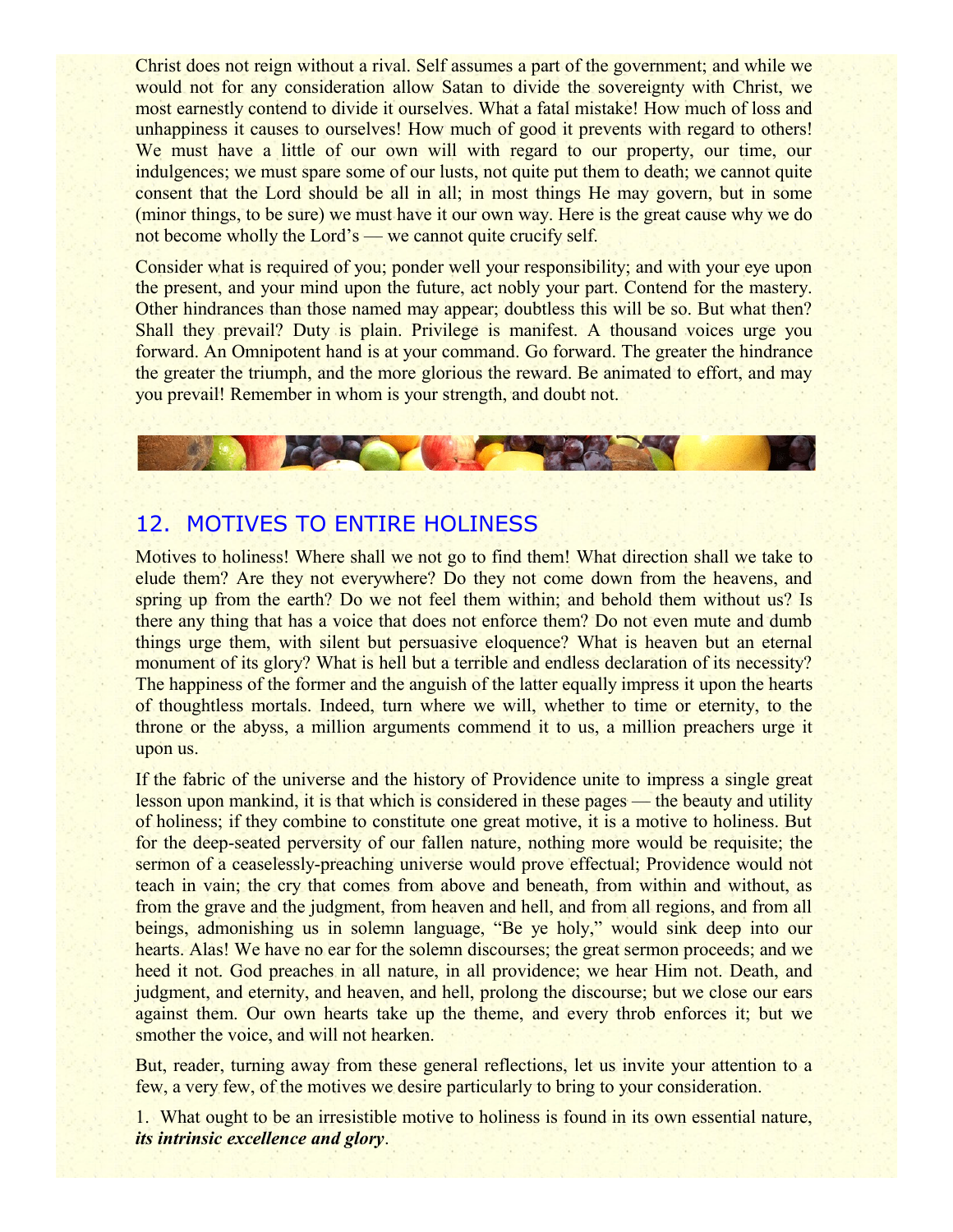Christ does not reign without a rival. Self assumes a part of the government; and while we would not for any consideration allow Satan to divide the sovereignty with Christ, we most earnestly contend to divide it ourselves. What a fatal mistake! How much of loss and unhappiness it causes to ourselves! How much of good it prevents with regard to others! We must have a little of our own will with regard to our property, our time, our indulgences; we must spare some of our lusts, not quite put them to death; we cannot quite consent that the Lord should be all in all; in most things He may govern, but in some (minor things, to be sure) we must have it our own way. Here is the great cause why we do not become wholly the Lord's — we cannot quite crucify self.

Consider what is required of you; ponder well your responsibility; and with your eye upon the present, and your mind upon the future, act nobly your part. Contend for the mastery. Other hindrances than those named may appear; doubtless this will be so. But what then? Shall they prevail? Duty is plain. Privilege is manifest. A thousand voices urge you forward. An Omnipotent hand is at your command. Go forward. The greater the hindrance the greater the triumph, and the more glorious the reward. Be animated to effort, and may you prevail! Remember in whom is your strength, and doubt not.

## 12. MOTIVES TO ENTIRE HOLINESS

Motives to holiness! Where shall we not go to find them! What direction shall we take to elude them? Are they not everywhere? Do they not come down from the heavens, and spring up from the earth? Do we not feel them within; and behold them without us? Is there any thing that has a voice that does not enforce them? Do not even mute and dumb things urge them, with silent but persuasive eloquence? What is heaven but an eternal monument of its glory? What is hell but a terrible and endless declaration of its necessity? The happiness of the former and the anguish of the latter equally impress it upon the hearts of thoughtless mortals. Indeed, turn where we will, whether to time or eternity, to the throne or the abyss, a million arguments commend it to us, a million preachers urge it upon us.

If the fabric of the universe and the history of Providence unite to impress a single great lesson upon mankind, it is that which is considered in these pages — the beauty and utility of holiness; if they combine to constitute one great motive, it is a motive to holiness. But for the deep-seated perversity of our fallen nature, nothing more would be requisite; the sermon of a ceaselessly-preaching universe would prove effectual; Providence would not teach in vain; the cry that comes from above and beneath, from within and without, as from the grave and the judgment, from heaven and hell, and from all regions, and from all beings, admonishing us in solemn language, "Be ye holy," would sink deep into our hearts. Alas! We have no ear for the solemn discourses; the great sermon proceeds; and we heed it not. God preaches in all nature, in all providence; we hear Him not. Death, and judgment, and eternity, and heaven, and hell, prolong the discourse; but we close our ears against them. Our own hearts take up the theme, and every throb enforces it; but we smother the voice, and will not hearken.

But, reader, turning away from these general reflections, let us invite your attention to a few, a very few, of the motives we desire particularly to bring to your consideration.

1. What ought to be an irresistible motive to holiness is found in its own essential nature, ***its intrinsic excellence and glory***.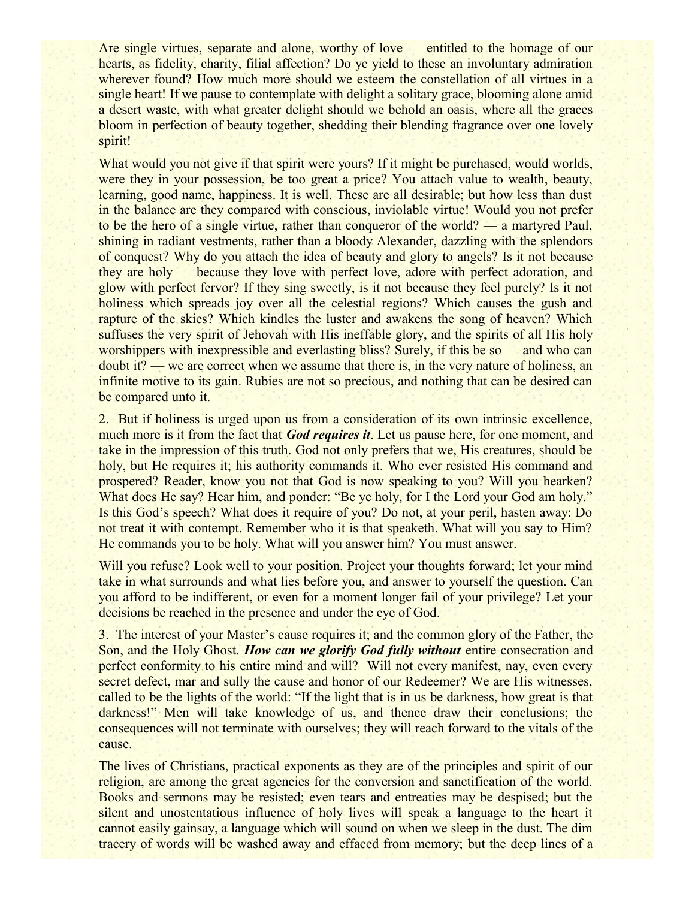Are single virtues, separate and alone, worthy of love — entitled to the homage of our hearts, as fidelity, charity, filial affection? Do ye yield to these an involuntary admiration wherever found? How much more should we esteem the constellation of all virtues in a single heart! If we pause to contemplate with delight a solitary grace, blooming alone amid a desert waste, with what greater delight should we behold an oasis, where all the graces bloom in perfection of beauty together, shedding their blending fragrance over one lovely spirit!

What would you not give if that spirit were yours? If it might be purchased, would worlds, were they in your possession, be too great a price? You attach value to wealth, beauty, learning, good name, happiness. It is well. These are all desirable; but how less than dust in the balance are they compared with conscious, inviolable virtue! Would you not prefer to be the hero of a single virtue, rather than conqueror of the world? — a martyred Paul, shining in radiant vestments, rather than a bloody Alexander, dazzling with the splendors of conquest? Why do you attach the idea of beauty and glory to angels? Is it not because they are holy — because they love with perfect love, adore with perfect adoration, and glow with perfect fervor? If they sing sweetly, is it not because they feel purely? Is it not holiness which spreads joy over all the celestial regions? Which causes the gush and rapture of the skies? Which kindles the luster and awakens the song of heaven? Which suffuses the very spirit of Jehovah with His ineffable glory, and the spirits of all His holy worshippers with inexpressible and everlasting bliss? Surely, if this be so — and who can doubt it? — we are correct when we assume that there is, in the very nature of holiness, an infinite motive to its gain. Rubies are not so precious, and nothing that can be desired can be compared unto it.

2. But if holiness is urged upon us from a consideration of its own intrinsic excellence, much more is it from the fact that ***God requires it***. Let us pause here, for one moment, and take in the impression of this truth. God not only prefers that we, His creatures, should be holy, but He requires it; his authority commands it. Who ever resisted His command and prospered? Reader, know you not that God is now speaking to you? Will you hearken? What does He say? Hear him, and ponder: “Be ye holy, for I the Lord your God am holy.” Is this God’s speech? What does it require of you? Do not, at your peril, hasten away: Do not treat it with contempt. Remember who it is that speaketh. What will you say to Him? He commands you to be holy. What will you answer him? You must answer.

Will you refuse? Look well to your position. Project your thoughts forward; let your mind take in what surrounds and what lies before you, and answer to yourself the question. Can you afford to be indifferent, or even for a moment longer fail of your privilege? Let your decisions be reached in the presence and under the eye of God.

3. The interest of your Master’s cause requires it; and the common glory of the Father, the Son, and the Holy Ghost. ***How can we glorify God fully without*** entire consecration and perfect conformity to his entire mind and will? Will not every manifest, nay, even every secret defect, mar and sully the cause and honor of our Redeemer? We are His witnesses, called to be the lights of the world: “If the light that is in us be darkness, how great is that darkness!” Men will take knowledge of us, and thence draw their conclusions; the consequences will not terminate with ourselves; they will reach forward to the vitals of the cause.

The lives of Christians, practical exponents as they are of the principles and spirit of our religion, are among the great agencies for the conversion and sanctification of the world. Books and sermons may be resisted; even tears and entreaties may be despised; but the silent and unostentatious influence of holy lives will speak a language to the heart it cannot easily gainsay, a language which will sound on when we sleep in the dust. The dim tracery of words will be washed away and effaced from memory; but the deep lines of a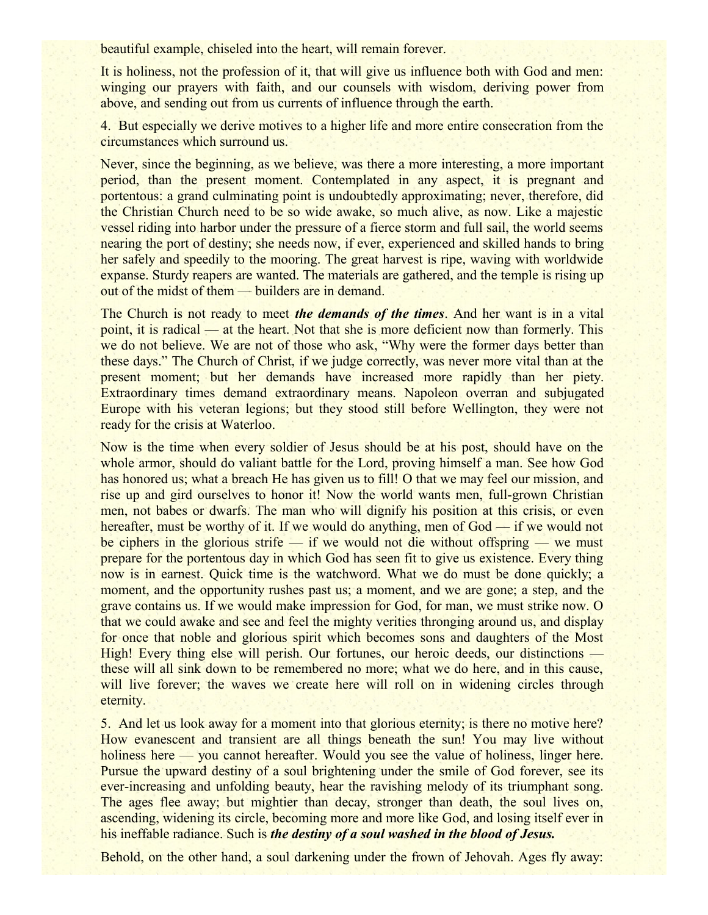beautiful example, chiseled into the heart, will remain forever.

It is holiness, not the profession of it, that will give us influence both with God and men: winging our prayers with faith, and our counsels with wisdom, deriving power from above, and sending out from us currents of influence through the earth.

4. But especially we derive motives to a higher life and more entire consecration from the circumstances which surround us.

Never, since the beginning, as we believe, was there a more interesting, a more important period, than the present moment. Contemplated in any aspect, it is pregnant and portentous: a grand culminating point is undoubtedly approximating; never, therefore, did the Christian Church need to be so wide awake, so much alive, as now. Like a majestic vessel riding into harbor under the pressure of a fierce storm and full sail, the world seems nearing the port of destiny; she needs now, if ever, experienced and skilled hands to bring her safely and speedily to the mooring. The great harvest is ripe, waving with worldwide expanse. Sturdy reapers are wanted. The materials are gathered, and the temple is rising up out of the midst of them — builders are in demand.

The Church is not ready to meet ***the demands of the times***. And her want is in a vital point, it is radical — at the heart. Not that she is more deficient now than formerly. This we do not believe. We are not of those who ask, “Why were the former days better than these days.” The Church of Christ, if we judge correctly, was never more vital than at the present moment; but her demands have increased more rapidly than her piety. Extraordinary times demand extraordinary means. Napoleon overran and subjugated Europe with his veteran legions; but they stood still before Wellington, they were not ready for the crisis at Waterloo.

Now is the time when every soldier of Jesus should be at his post, should have on the whole armor, should do valiant battle for the Lord, proving himself a man. See how God has honored us; what a breach He has given us to fill! O that we may feel our mission, and rise up and gird ourselves to honor it! Now the world wants men, full-grown Christian men, not babes or dwarfs. The man who will dignify his position at this crisis, or even hereafter, must be worthy of it. If we would do anything, men of God — if we would not be ciphers in the glorious strife — if we would not die without offspring — we must prepare for the portentous day in which God has seen fit to give us existence. Every thing now is in earnest. Quick time is the watchword. What we do must be done quickly; a moment, and the opportunity rushes past us; a moment, and we are gone; a step, and the grave contains us. If we would make impression for God, for man, we must strike now. O that we could awake and see and feel the mighty verities thronging around us, and display for once that noble and glorious spirit which becomes sons and daughters of the Most High! Every thing else will perish. Our fortunes, our heroic deeds, our distinctions — these will all sink down to be remembered no more; what we do here, and in this cause, will live forever; the waves we create here will roll on in widening circles through eternity.

5. And let us look away for a moment into that glorious eternity; is there no motive here? How evanescent and transient are all things beneath the sun! You may live without holiness here — you cannot hereafter. Would you see the value of holiness, linger here. Pursue the upward destiny of a soul brightening under the smile of God forever, see its ever-increasing and unfolding beauty, hear the ravishing melody of its triumphant song. The ages flee away; but mightier than decay, stronger than death, the soul lives on, ascending, widening its circle, becoming more and more like God, and losing itself ever in his ineffable radiance. Such is ***the destiny of a soul washed in the blood of Jesus.***

Behold, on the other hand, a soul darkening under the frown of Jehovah. Ages fly away: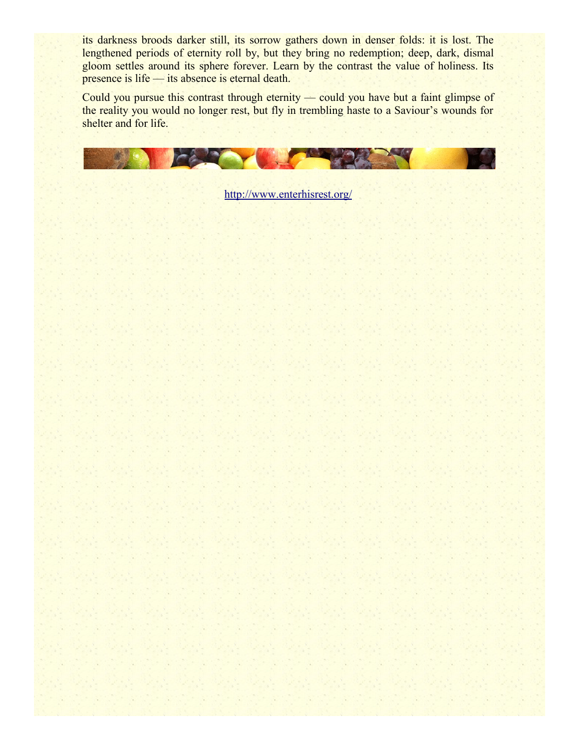its darkness broods darker still, its sorrow gathers down in denser folds: it is lost. The lengthened periods of eternity roll by, but they bring no redemption; deep, dark, dismal gloom settles around its sphere forever. Learn by the contrast the value of holiness. Its presence is life — its absence is eternal death.

Could you pursue this contrast through eternity — could you have but a faint glimpse of the reality you would no longer rest, but fly in trembling haste to a Saviour's wounds for shelter and for life.

http://www.enterhisrest.org/